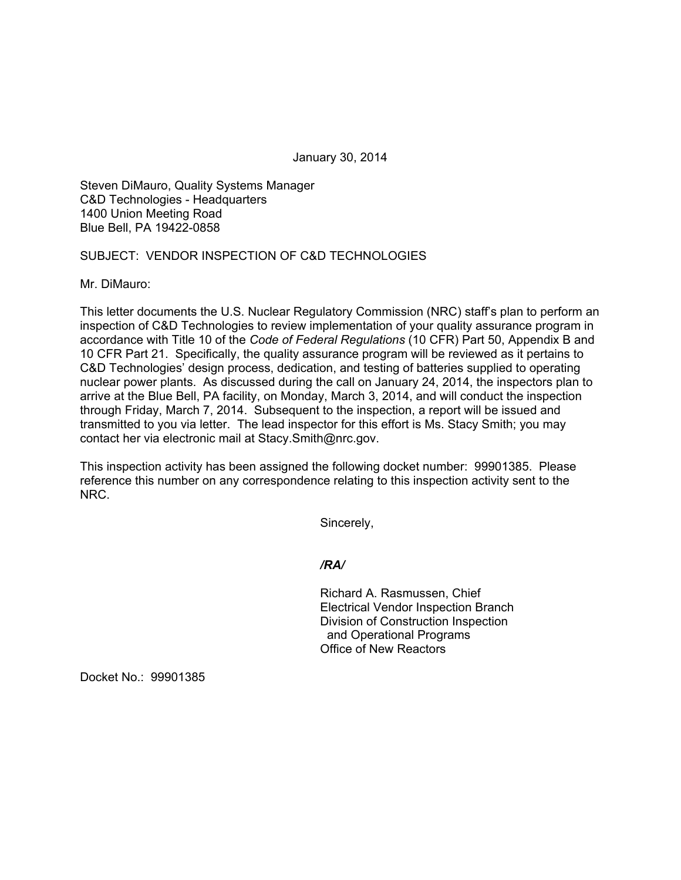January 30, 2014

Steven DiMauro, Quality Systems Manager  
C&D Technologies - Headquarters  
1400 Union Meeting Road  
Blue Bell, PA 19422-0858

SUBJECT: VENDOR INSPECTION OF C&D TECHNOLOGIES

Mr. DiMauro:

This letter documents the U.S. Nuclear Regulatory Commission (NRC) staff's plan to perform an inspection of C&D Technologies to review implementation of your quality assurance program in accordance with Title 10 of the *Code of Federal Regulations* (10 CFR) Part 50, Appendix B and 10 CFR Part 21. Specifically, the quality assurance program will be reviewed as it pertains to C&D Technologies' design process, dedication, and testing of batteries supplied to operating nuclear power plants. As discussed during the call on January 24, 2014, the inspectors plan to arrive at the Blue Bell, PA facility, on Monday, March 3, 2014, and will conduct the inspection through Friday, March 7, 2014. Subsequent to the inspection, a report will be issued and transmitted to you via letter. The lead inspector for this effort is Ms. Stacy Smith; you may contact her via electronic mail at Stacy.Smith@nrc.gov.

This inspection activity has been assigned the following docket number: 99901385. Please reference this number on any correspondence relating to this inspection activity sent to the NRC.

Sincerely,

***/RA/***

Richard A. Rasmussen, Chief  
Electrical Vendor Inspection Branch  
Division of Construction Inspection  
and Operational Programs  
Office of New Reactors

Docket No.: 99901385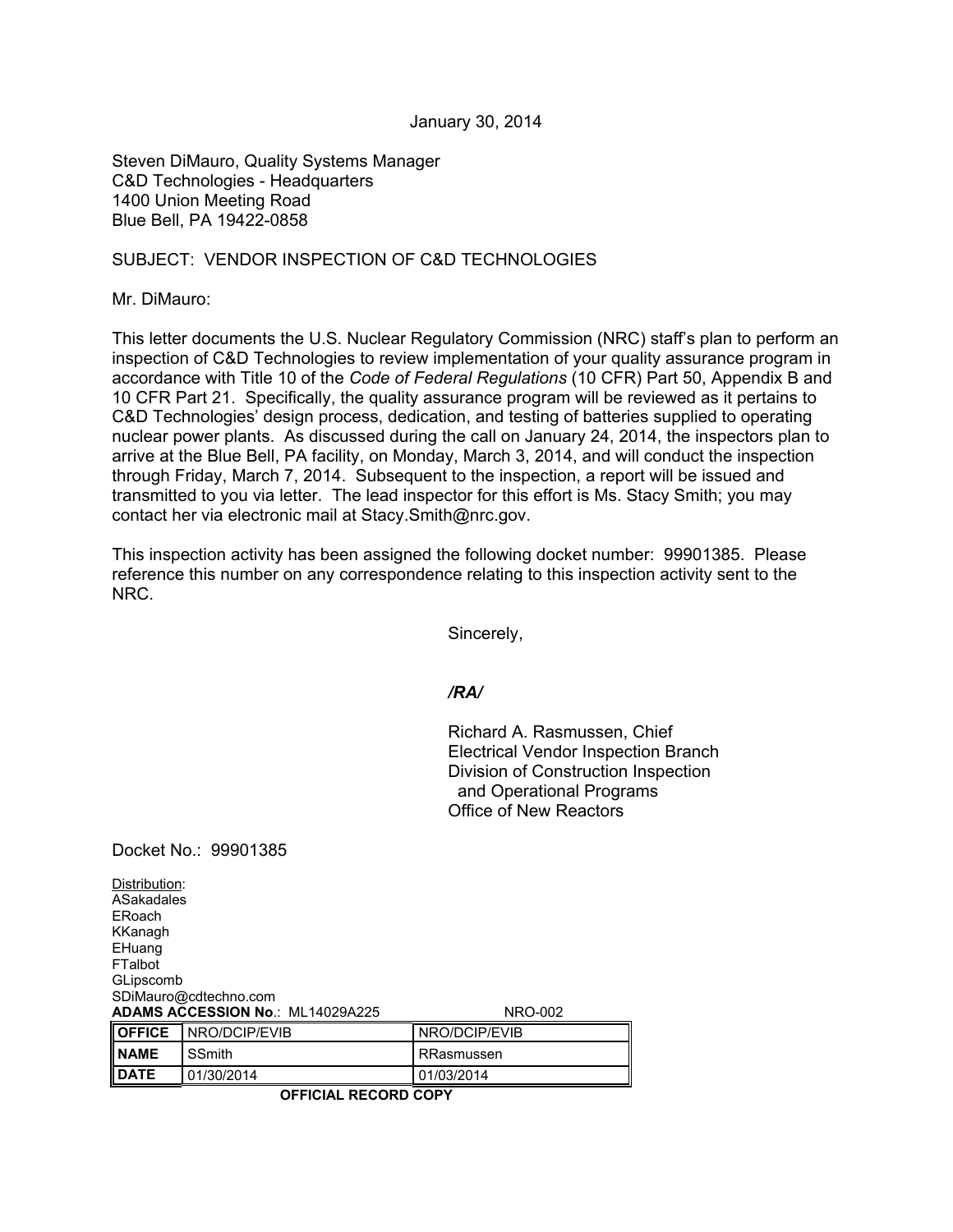January 30, 2014

Steven DiMauro, Quality Systems Manager
C&D Technologies - Headquarters
1400 Union Meeting Road
Blue Bell, PA 19422-0858

SUBJECT: VENDOR INSPECTION OF C&D TECHNOLOGIES

Mr. DiMauro:

This letter documents the U.S. Nuclear Regulatory Commission (NRC) staff's plan to perform an inspection of C&D Technologies to review implementation of your quality assurance program in accordance with Title 10 of the *Code of Federal Regulations* (10 CFR) Part 50, Appendix B and 10 CFR Part 21. Specifically, the quality assurance program will be reviewed as it pertains to C&D Technologies' design process, dedication, and testing of batteries supplied to operating nuclear power plants. As discussed during the call on January 24, 2014, the inspectors plan to arrive at the Blue Bell, PA facility, on Monday, March 3, 2014, and will conduct the inspection through Friday, March 7, 2014. Subsequent to the inspection, a report will be issued and transmitted to you via letter. The lead inspector for this effort is Ms. Stacy Smith; you may contact her via electronic mail at Stacy.Smith@nrc.gov.

This inspection activity has been assigned the following docket number: 99901385. Please reference this number on any correspondence relating to this inspection activity sent to the NRC.

Sincerely,

*/RA/*

Richard A. Rasmussen, Chief
Electrical Vendor Inspection Branch
Division of Construction Inspection
and Operational Programs
Office of New Reactors

Docket No.: 99901385

Distribution:
ASakadales
ERoach
KKanagh
EHuang
FTalbot
GLipscomb
SDiMauro@cdtechno.com

**ADAMS ACCESSION No**.: ML14029A225 NRO-002

| | | |
|---|---|---|
| **OFFICE** | NRO/DCIP/EVIB | NRO/DCIP/EVIB |
| **NAME** | SSmith | RRasmussen |
| **DATE** | 01/30/2014 | 01/03/2014 |

**OFFICIAL RECORD COPY**